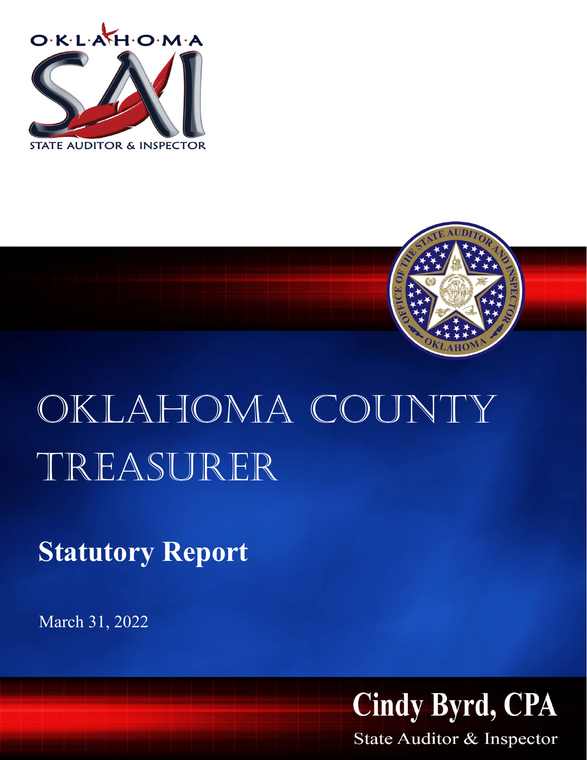OKLAHOMA

STATE AUDITOR & INSPECTOR

# Oklahoma County Treasurer

## Statutory Report

March 31, 2022

**Cindy Byrd, CPA**

State Auditor & Inspector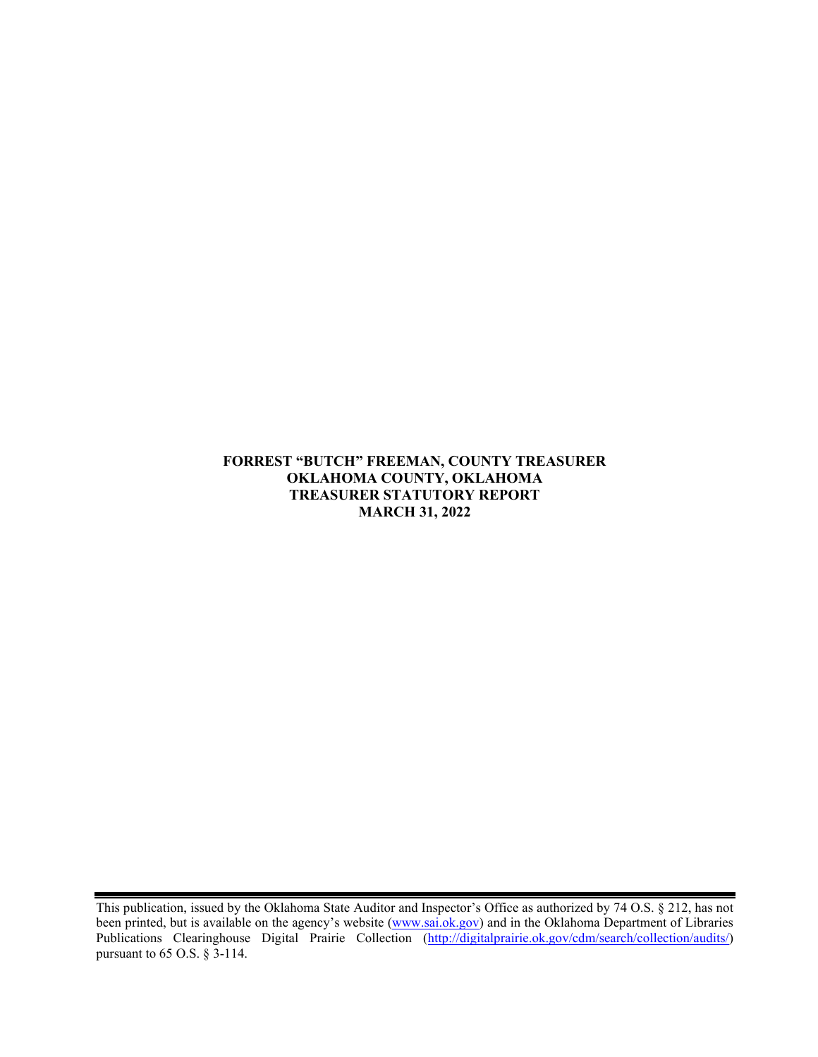**FORREST "BUTCH" FREEMAN, COUNTY TREASURER**
**OKLAHOMA COUNTY, OKLAHOMA**
**TREASURER STATUTORY REPORT**
**MARCH 31, 2022**

This publication, issued by the Oklahoma State Auditor and Inspector's Office as authorized by 74 O.S. § 212, has not been printed, but is available on the agency's website ([www.sai.ok.gov](www.sai.ok.gov)) and in the Oklahoma Department of Libraries Publications Clearinghouse Digital Prairie Collection ([http://digitalprairie.ok.gov/cdm/search/collection/audits/](http://digitalprairie.ok.gov/cdm/search/collection/audits/)) pursuant to 65 O.S. § 3-114.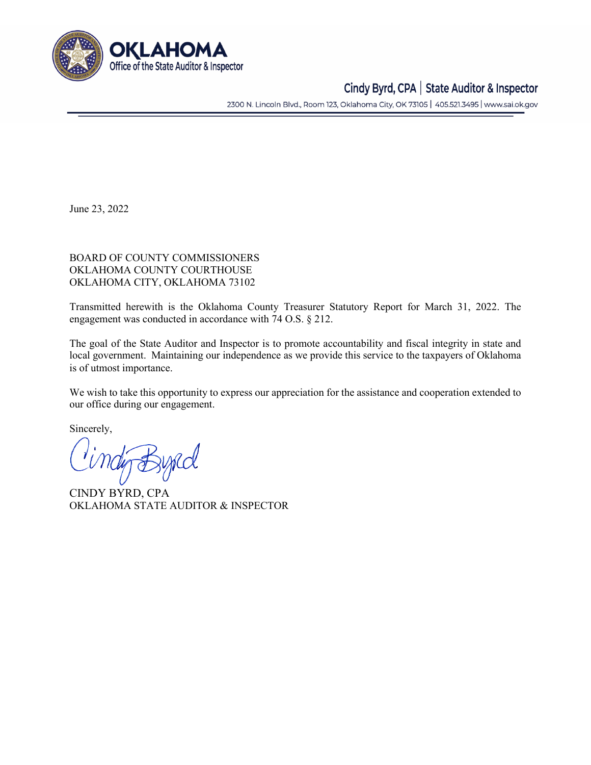**OKLAHOMA**
Office of the State Auditor & Inspector

Cindy Byrd, CPA | State Auditor & Inspector

2300 N. Lincoln Blvd., Room 123, Oklahoma City, OK 73105 | 405.521.3495 | www.sai.ok.gov

June 23, 2022

BOARD OF COUNTY COMMISSIONERS
OKLAHOMA COUNTY COURTHOUSE
OKLAHOMA CITY, OKLAHOMA 73102

Transmitted herewith is the Oklahoma County Treasurer Statutory Report for March 31, 2022. The engagement was conducted in accordance with 74 O.S. § 212.

The goal of the State Auditor and Inspector is to promote accountability and fiscal integrity in state and local government. Maintaining our independence as we provide this service to the taxpayers of Oklahoma is of utmost importance.

We wish to take this opportunity to express our appreciation for the assistance and cooperation extended to our office during our engagement.

Sincerely,

Cindy Byrd

CINDY BYRD, CPA
OKLAHOMA STATE AUDITOR & INSPECTOR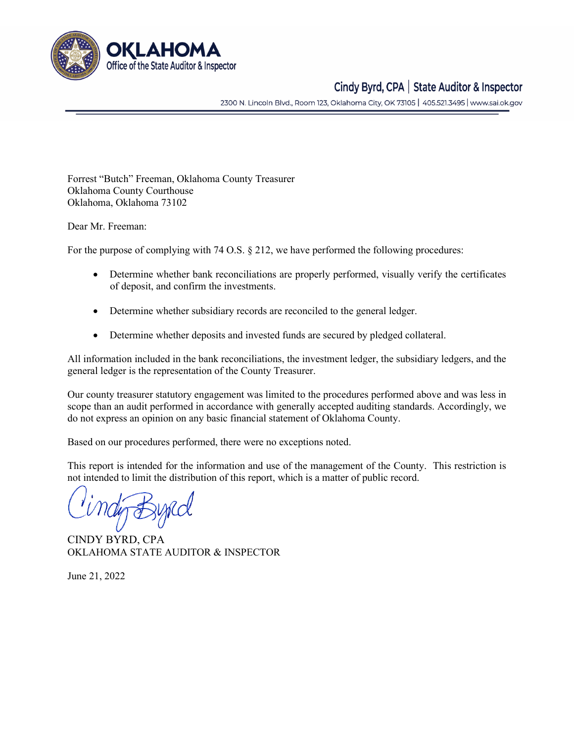Cindy Byrd, CPA | State Auditor & Inspector

2300 N. Lincoln Blvd., Room 123, Oklahoma City, OK 73105 | 405.521.3495 | www.sai.ok.gov

Forrest "Butch" Freeman, Oklahoma County Treasurer
Oklahoma County Courthouse
Oklahoma, Oklahoma 73102

Dear Mr. Freeman:

For the purpose of complying with 74 O.S. § 212, we have performed the following procedures:

- Determine whether bank reconciliations are properly performed, visually verify the certificates of deposit, and confirm the investments.
- Determine whether subsidiary records are reconciled to the general ledger.
- Determine whether deposits and invested funds are secured by pledged collateral.

All information included in the bank reconciliations, the investment ledger, the subsidiary ledgers, and the general ledger is the representation of the County Treasurer.

Our county treasurer statutory engagement was limited to the procedures performed above and was less in scope than an audit performed in accordance with generally accepted auditing standards. Accordingly, we do not express an opinion on any basic financial statement of Oklahoma County.

Based on our procedures performed, there were no exceptions noted.

This report is intended for the information and use of the management of the County. This restriction is not intended to limit the distribution of this report, which is a matter of public record.

CINDY BYRD, CPA
OKLAHOMA STATE AUDITOR & INSPECTOR

June 21, 2022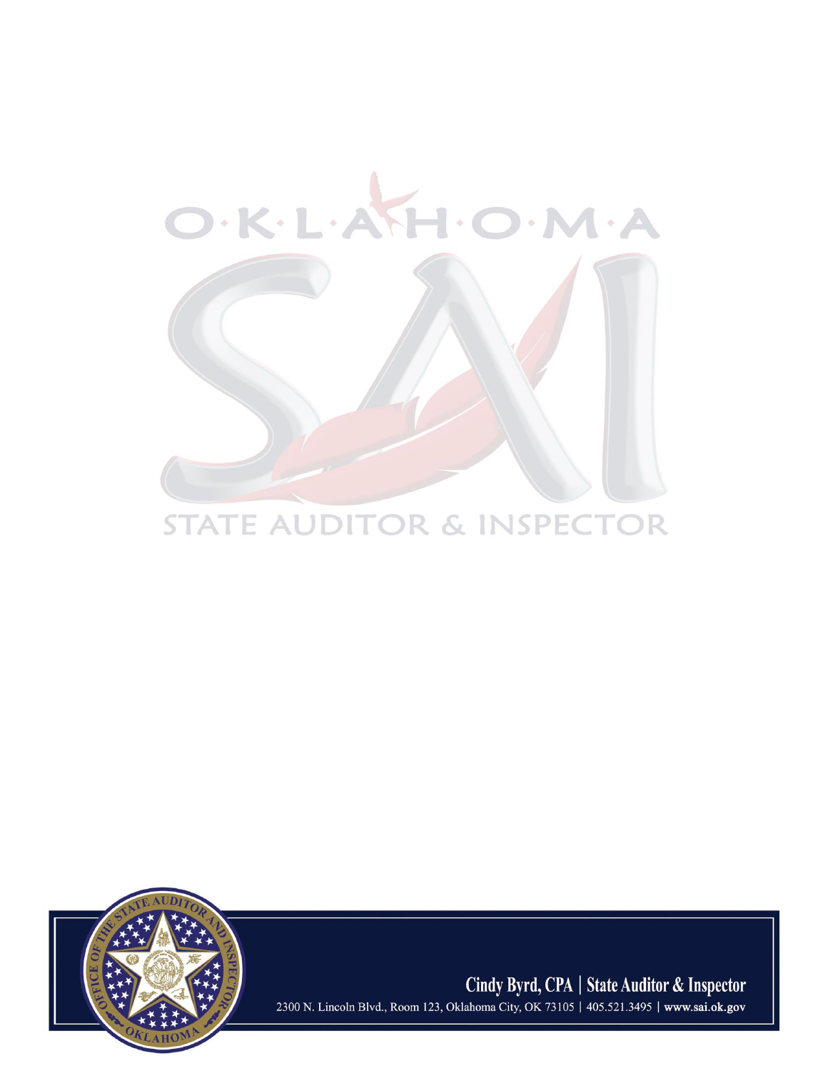OKLAHOMA

SAI

STATE AUDITOR & INSPECTOR

**Cindy Byrd, CPA | State Auditor & Inspector**

2300 N. Lincoln Blvd., Room 123, Oklahoma City, OK 73105 | 405.521.3495 | **www.sai.ok.gov**